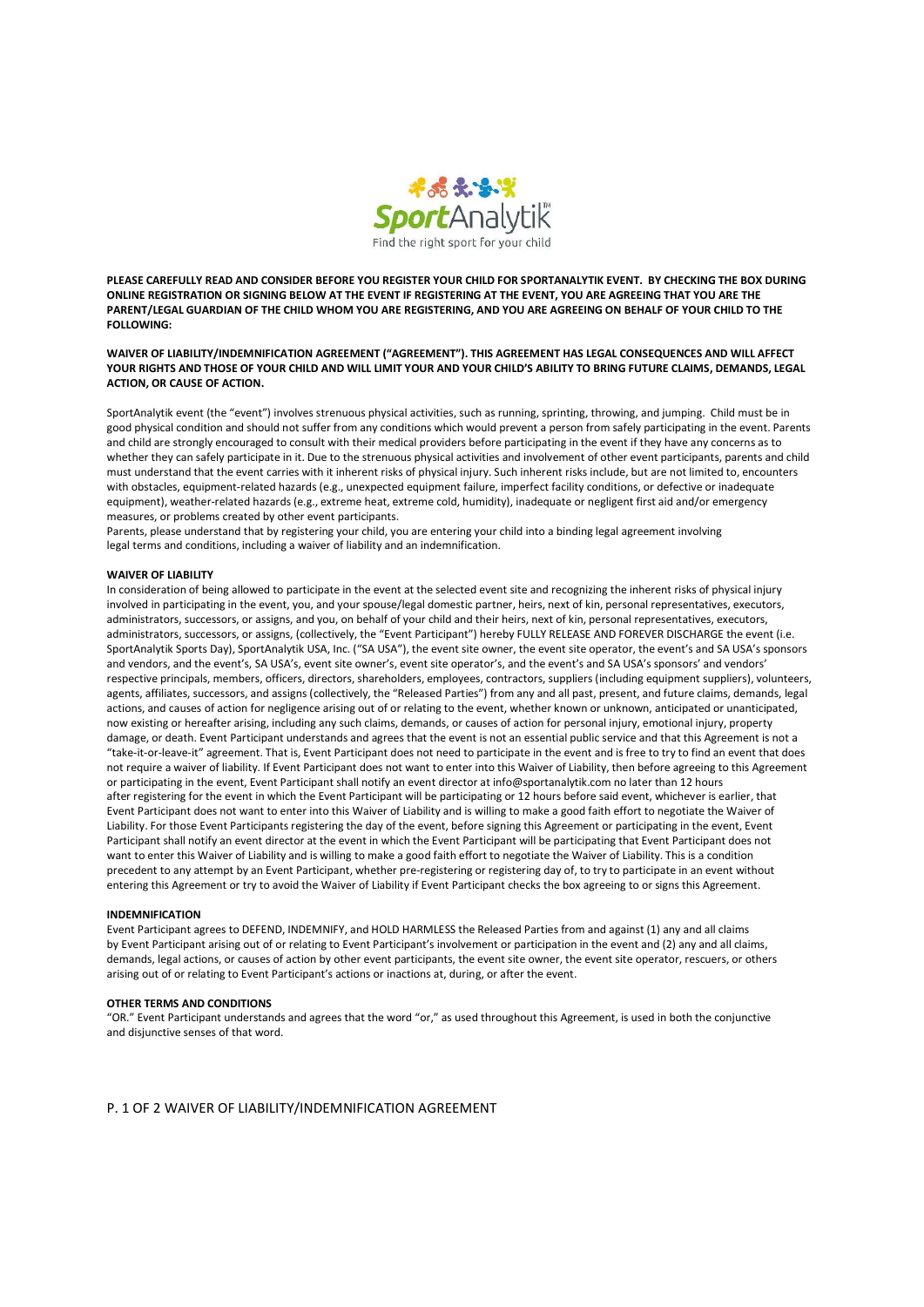SportAnalytik™

Find the right sport for your child

**PLEASE CAREFULLY READ AND CONSIDER BEFORE YOU REGISTER YOUR CHILD FOR SPORTANALYTIK EVENT. BY CHECKING THE BOX DURING ONLINE REGISTRATION OR SIGNING BELOW AT THE EVENT IF REGISTERING AT THE EVENT, YOU ARE AGREEING THAT YOU ARE THE PARENT/LEGAL GUARDIAN OF THE CHILD WHOM YOU ARE REGISTERING, AND YOU ARE AGREEING ON BEHALF OF YOUR CHILD TO THE FOLLOWING:**

**WAIVER OF LIABILITY/INDEMNIFICATION AGREEMENT ("AGREEMENT"). THIS AGREEMENT HAS LEGAL CONSEQUENCES AND WILL AFFECT YOUR RIGHTS AND THOSE OF YOUR CHILD AND WILL LIMIT YOUR AND YOUR CHILD'S ABILITY TO BRING FUTURE CLAIMS, DEMANDS, LEGAL ACTION, OR CAUSE OF ACTION.**

SportAnalytik event (the "event") involves strenuous physical activities, such as running, sprinting, throwing, and jumping. Child must be in good physical condition and should not suffer from any conditions which would prevent a person from safely participating in the event. Parents and child are strongly encouraged to consult with their medical providers before participating in the event if they have any concerns as to whether they can safely participate in it. Due to the strenuous physical activities and involvement of other event participants, parents and child must understand that the event carries with it inherent risks of physical injury. Such inherent risks include, but are not limited to, encounters with obstacles, equipment-related hazards (e.g., unexpected equipment failure, imperfect facility conditions, or defective or inadequate equipment), weather-related hazards (e.g., extreme heat, extreme cold, humidity), inadequate or negligent first aid and/or emergency measures, or problems created by other event participants.
Parents, please understand that by registering your child, you are entering your child into a binding legal agreement involving legal terms and conditions, including a waiver of liability and an indemnification.

**WAIVER OF LIABILITY**

In consideration of being allowed to participate in the event at the selected event site and recognizing the inherent risks of physical injury involved in participating in the event, you, and your spouse/legal domestic partner, heirs, next of kin, personal representatives, executors, administrators, successors, or assigns, and you, on behalf of your child and their heirs, next of kin, personal representatives, executors, administrators, successors, or assigns, (collectively, the "Event Participant") hereby FULLY RELEASE AND FOREVER DISCHARGE the event (i.e. SportAnalytik Sports Day), SportAnalytik USA, Inc. ("SA USA"), the event site owner, the event site operator, the event's and SA USA's sponsors and vendors, and the event's, SA USA's, event site owner's, event site operator's, and the event's and SA USA's sponsors' and vendors' respective principals, members, officers, directors, shareholders, employees, contractors, suppliers (including equipment suppliers), volunteers, agents, affiliates, successors, and assigns (collectively, the "Released Parties") from any and all past, present, and future claims, demands, legal actions, and causes of action for negligence arising out of or relating to the event, whether known or unknown, anticipated or unanticipated, now existing or hereafter arising, including any such claims, demands, or causes of action for personal injury, emotional injury, property damage, or death. Event Participant understands and agrees that the event is not an essential public service and that this Agreement is not a "take-it-or-leave-it" agreement. That is, Event Participant does not need to participate in the event and is free to try to find an event that does not require a waiver of liability. If Event Participant does not want to enter into this Waiver of Liability, then before agreeing to this Agreement or participating in the event, Event Participant shall notify an event director at info@sportanalytik.com no later than 12 hours after registering for the event in which the Event Participant will be participating or 12 hours before said event, whichever is earlier, that Event Participant does not want to enter into this Waiver of Liability and is willing to make a good faith effort to negotiate the Waiver of Liability. For those Event Participants registering the day of the event, before signing this Agreement or participating in the event, Event Participant shall notify an event director at the event in which the Event Participant will be participating that Event Participant does not want to enter this Waiver of Liability and is willing to make a good faith effort to negotiate the Waiver of Liability. This is a condition precedent to any attempt by an Event Participant, whether pre-registering or registering day of, to try to participate in an event without entering this Agreement or try to avoid the Waiver of Liability if Event Participant checks the box agreeing to or signs this Agreement.

**INDEMNIFICATION**

Event Participant agrees to DEFEND, INDEMNIFY, and HOLD HARMLESS the Released Parties from and against (1) any and all claims by Event Participant arising out of or relating to Event Participant's involvement or participation in the event and (2) any and all claims, demands, legal actions, or causes of action by other event participants, the event site owner, the event site operator, rescuers, or others arising out of or relating to Event Participant's actions or inactions at, during, or after the event.

**OTHER TERMS AND CONDITIONS**

"OR." Event Participant understands and agrees that the word "or," as used throughout this Agreement, is used in both the conjunctive and disjunctive senses of that word.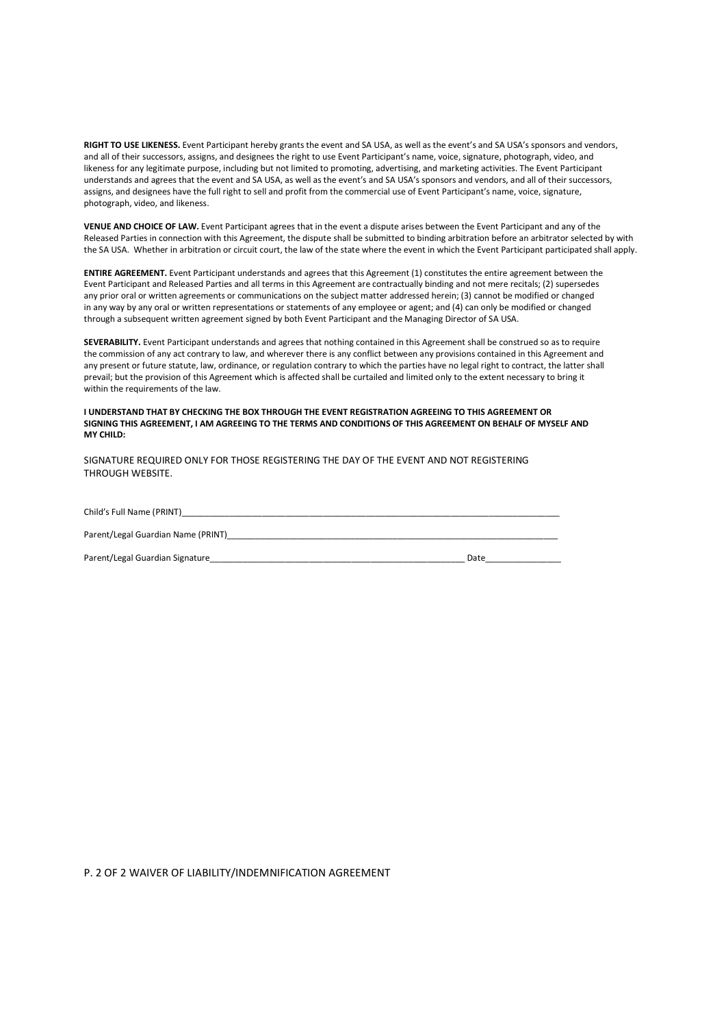**RIGHT TO USE LIKENESS.** Event Participant hereby grants the event and SA USA, as well as the event's and SA USA's sponsors and vendors, and all of their successors, assigns, and designees the right to use Event Participant's name, voice, signature, photograph, video, and likeness for any legitimate purpose, including but not limited to promoting, advertising, and marketing activities. The Event Participant understands and agrees that the event and SA USA, as well as the event's and SA USA's sponsors and vendors, and all of their successors, assigns, and designees have the full right to sell and profit from the commercial use of Event Participant's name, voice, signature, photograph, video, and likeness.

**VENUE AND CHOICE OF LAW.** Event Participant agrees that in the event a dispute arises between the Event Participant and any of the Released Parties in connection with this Agreement, the dispute shall be submitted to binding arbitration before an arbitrator selected by with the SA USA. Whether in arbitration or circuit court, the law of the state where the event in which the Event Participant participated shall apply.

**ENTIRE AGREEMENT.** Event Participant understands and agrees that this Agreement (1) constitutes the entire agreement between the Event Participant and Released Parties and all terms in this Agreement are contractually binding and not mere recitals; (2) supersedes any prior oral or written agreements or communications on the subject matter addressed herein; (3) cannot be modified or changed in any way by any oral or written representations or statements of any employee or agent; and (4) can only be modified or changed through a subsequent written agreement signed by both Event Participant and the Managing Director of SA USA.

**SEVERABILITY.** Event Participant understands and agrees that nothing contained in this Agreement shall be construed so as to require the commission of any act contrary to law, and wherever there is any conflict between any provisions contained in this Agreement and any present or future statute, law, ordinance, or regulation contrary to which the parties have no legal right to contract, the latter shall prevail; but the provision of this Agreement which is affected shall be curtailed and limited only to the extent necessary to bring it within the requirements of the law.

**I UNDERSTAND THAT BY CHECKING THE BOX THROUGH THE EVENT REGISTRATION AGREEING TO THIS AGREEMENT OR SIGNING THIS AGREEMENT, I AM AGREEING TO THE TERMS AND CONDITIONS OF THIS AGREEMENT ON BEHALF OF MYSELF AND MY CHILD:**

SIGNATURE REQUIRED ONLY FOR THOSE REGISTERING THE DAY OF THE EVENT AND NOT REGISTERING THROUGH WEBSITE.

Child's Full Name (PRINT)________________________________________________________________________________

Parent/Legal Guardian Name (PRINT)________________________________________________________________________

Parent/Legal Guardian Signature_______________________________________________________ Date________________

P. 2 OF 2 WAIVER OF LIABILITY/INDEMNIFICATION AGREEMENT